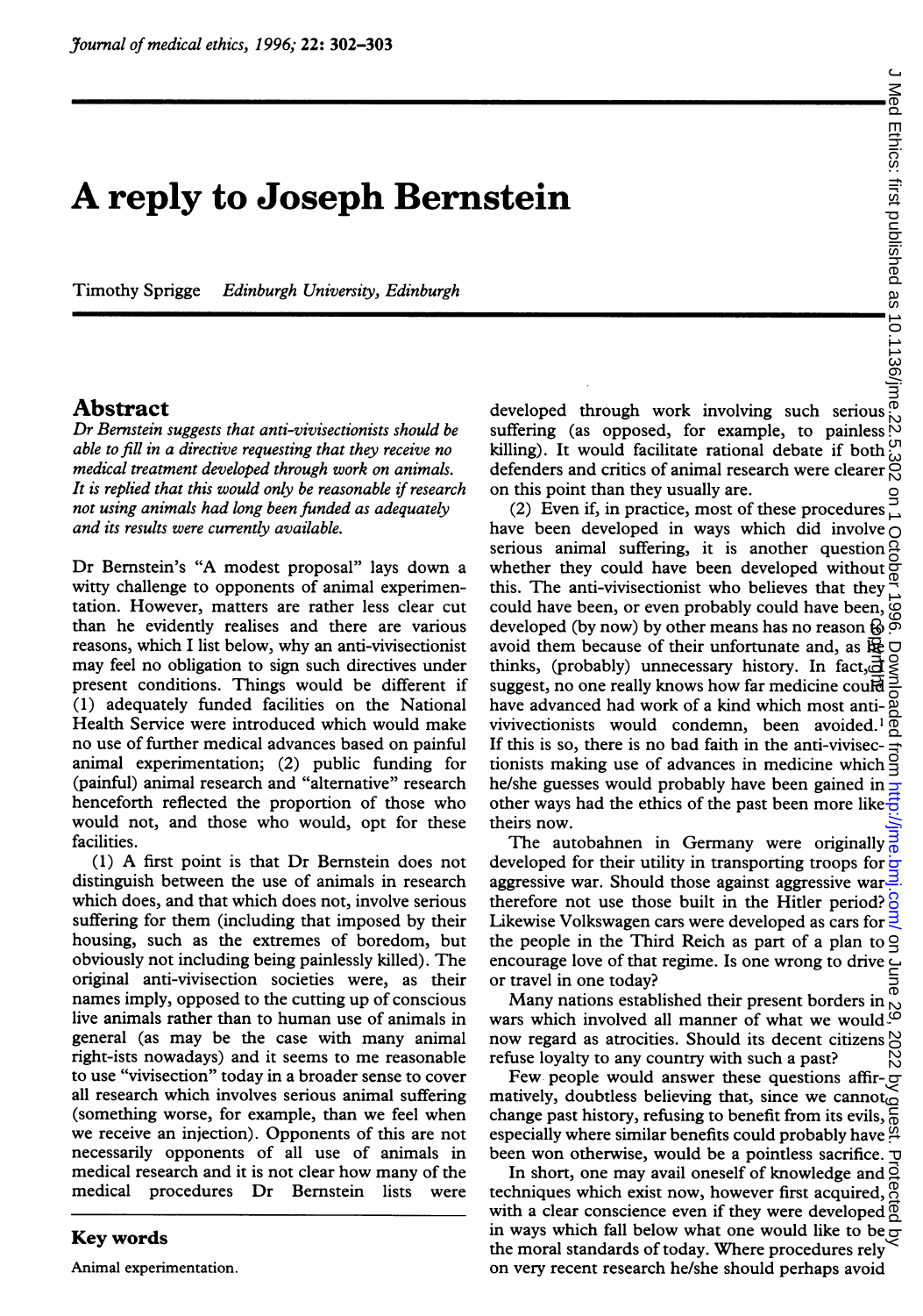# A reply to Joseph Bernstein

Timothy Sprigge *Edinburgh University, Edinburgh*

## Abstract

*Dr Bernstein suggests that anti-vivisectionists should be able to fill in a directive requesting that they receive no medical treatment developed through work on animals. It is replied that this would only be reasonable if research not using animals had long been funded as adequately and its results were currently available.*

Dr Bernstein's "A modest proposal" lays down a witty challenge to opponents of animal experimentation. However, matters are rather less clear cut than he evidently realises and there are various reasons, which I list below, why an anti-vivisectionist may feel no obligation to sign such directives under present conditions. Things would be different if (1) adequately funded facilities on the National Health Service were introduced which would make no use of further medical advances based on painful animal experimentation; (2) public funding for (painful) animal research and "alternative" research henceforth reflected the proportion of those who would not, and those who would, opt for these facilities.

(1) A first point is that Dr Bernstein does not distinguish between the use of animals in research which does, and that which does not, involve serious suffering for them (including that imposed by their housing, such as the extremes of boredom, but obviously not including being painlessly killed). The original anti-vivisection societies were, as their names imply, opposed to the cutting up of conscious live animals rather than to human use of animals in general (as may be the case with many animal right-ists nowadays) and it seems to me reasonable to use "vivisection" today in a broader sense to cover all research which involves serious animal suffering (something worse, for example, than we feel when we receive an injection). Opponents of this are not necessarily opponents of all use of animals in medical research and it is not clear how many of the medical procedures Dr Bernstein lists were developed through work involving such serious suffering (as opposed, for example, to painless killing). It would facilitate rational debate if both defenders and critics of animal research were clearer on this point than they usually are.

## Key words

Animal experimentation.

(2) Even if, in practice, most of these procedures have been developed in ways which did involve serious animal suffering, it is another question whether they could have been developed without this. The anti-vivisectionist who believes that they could have been, or even probably could have been, developed (by now) by other means has no reason to avoid them because of their unfortunate and, as he thinks, (probably) unnecessary history. In fact, I suggest, no one really knows how far medicine could have advanced had work of a kind which most anti-vivivectionists would condemn, been avoided.[1] If this is so, there is no bad faith in the anti-vivisectionists making use of advances in medicine which he/she guesses would probably have been gained in other ways had the ethics of the past been more like theirs now.

The autobahnen in Germany were originally developed for their utility in transporting troops for aggressive war. Should those against aggressive war therefore not use those built in the Hitler period? Likewise Volkswagen cars were developed as cars for the people in the Third Reich as part of a plan to encourage love of that regime. Is one wrong to drive or travel in one today?

Many nations established their present borders in wars which involved all manner of what we would now regard as atrocities. Should its decent citizens refuse loyalty to any country with such a past?

Few people would answer these questions affirmatively, doubtless believing that, since we cannot change past history, refusing to benefit from its evils, especially where similar benefits could probably have been won otherwise, would be a pointless sacrifice.

In short, one may avail oneself of knowledge and techniques which exist now, however first acquired, with a clear conscience even if they were developed in ways which fall below what one would like to be the moral standards of today. Where procedures rely on very recent research he/she should perhaps avoid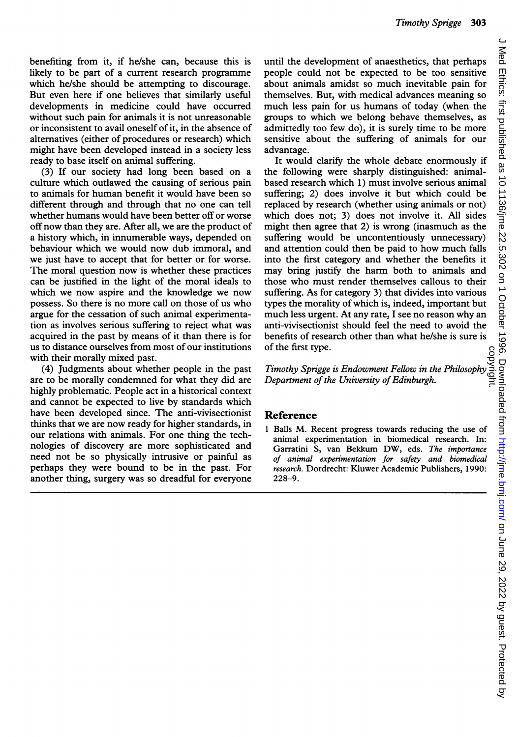benefiting from it, if he/she can, because this is likely to be part of a current research programme which he/she should be attempting to discourage. But even here if one believes that similarly useful developments in medicine could have occurred without such pain for animals it is not unreasonable or inconsistent to avail oneself of it, in the absence of alternatives (either of procedures or research) which might have been developed instead in a society less ready to base itself on animal suffering.

(3) If our society had long been based on a culture which outlawed the causing of serious pain to animals for human benefit it would have been so different through and through that no one can tell whether humans would have been better off or worse off now than they are. After all, we are the product of a history which, in innumerable ways, depended on behaviour which we would now dub immoral, and we just have to accept that for better or for worse. The moral question now is whether these practices can be justified in the light of the moral ideals to which we now aspire and the knowledge we now possess. So there is no more call on those of us who argue for the cessation of such animal experimentation as involves serious suffering to reject what was acquired in the past by means of it than there is for us to distance ourselves from most of our institutions with their morally mixed past.

(4) Judgments about whether people in the past are to be morally condemned for what they did are highly problematic. People act in a historical context and cannot be expected to live by standards which have been developed since. The anti-vivisectionist thinks that we are now ready for higher standards, in our relations with animals. For one thing the technologies of discovery are more sophisticated and need not be so physically intrusive or painful as perhaps they were bound to be in the past. For another thing, surgery was so dreadful for everyone until the development of anaesthetics, that perhaps people could not be expected to be too sensitive about animals amidst so much inevitable pain for themselves. But, with medical advances meaning so much less pain for us humans of today (when the groups to which we belong behave themselves, as admittedly too few do), it is surely time to be more sensitive about the suffering of animals for our advantage.

It would clarify the whole debate enormously if the following were sharply distinguished: animal-based research which 1) must involve serious animal suffering; 2) does involve it but which could be replaced by research (whether using animals or not) which does not; 3) does not involve it. All sides might then agree that 2) is wrong (inasmuch as the suffering would be uncontentiously unnecessary) and attention could then be paid to how much falls into the first category and whether the benefits it may bring justify the harm both to animals and those who must render themselves callous to their suffering. As for category 3) that divides into various types the morality of which is, indeed, important but much less urgent. At any rate, I see no reason why an anti-vivisectionist should feel the need to avoid the benefits of research other than what he/she is sure is of the first type.

*Timothy Sprigge is Endowment Fellow in the Philosophy Department of the University of Edinburgh.*

## Reference

1 Balls M. Recent progress towards reducing the use of animal experimentation in biomedical research. In: Garratini S, van Bekkum DW, eds. *The importance of animal experimentation for safety and biomedical research.* Dordrecht: Kluwer Academic Publishers, 1990: 228–9.